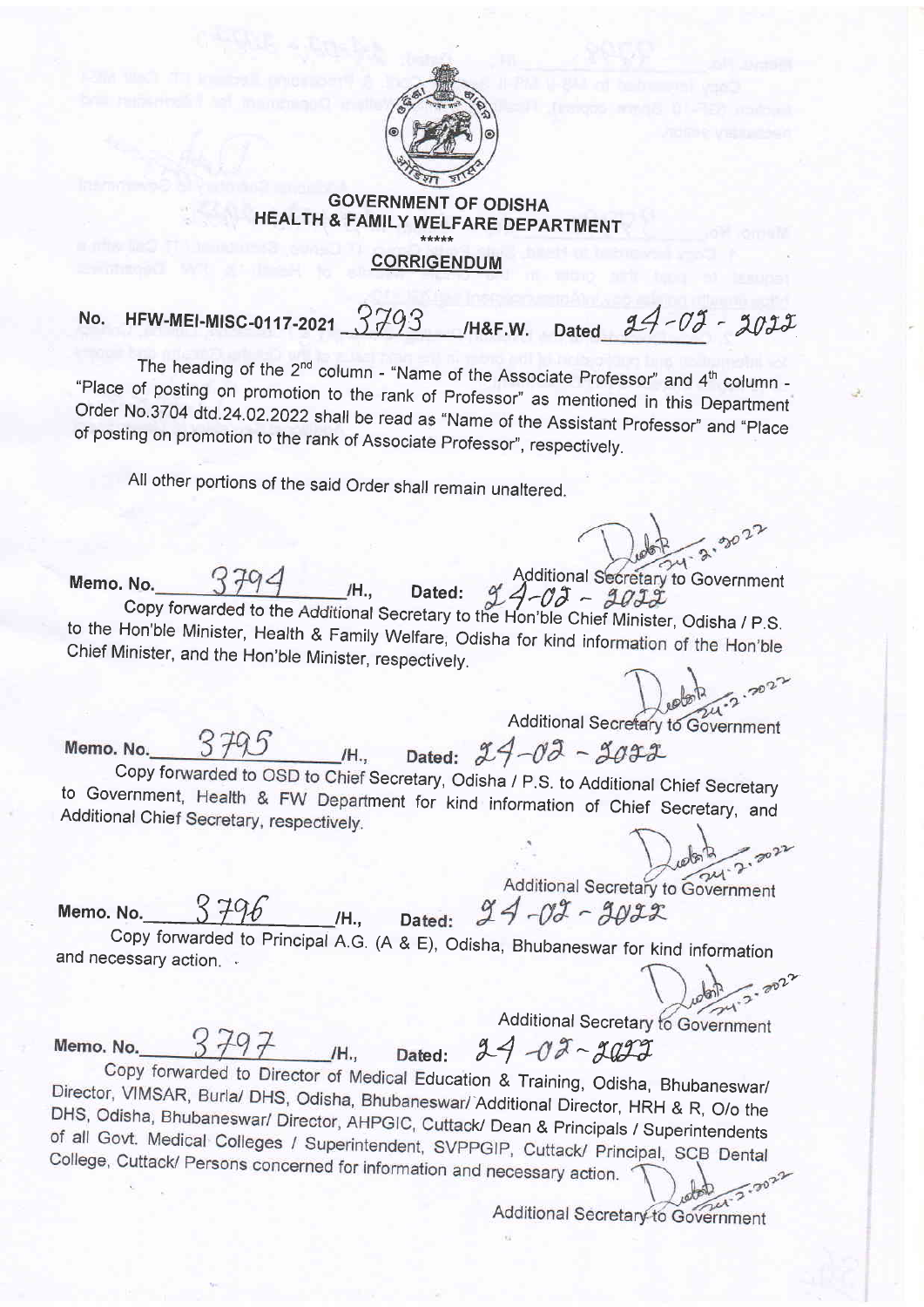# GOVERNMENT OF ODISHA

## HEALTH & FAMILY WELFARE DEPARTMENT

\*\*\*\*\*

## CORRIGENDUM

No. HFW-MEI-MISC-0117-2021 3793 /H&F.W. Dated 24-02-2022

The heading of the 2nd column - "Name of the Associate Professor" and 4th column - "Place of posting on promotion to the rank of Professor" as mentioned in this Department Order No.3704 dtd.24.02.2022 shall be read as "Name of the Assistant Professor" and "Place of posting on promotion to the rank of Associate Professor", respectively.

All other portions of the said Order shall remain unaltered.

Additional Secretary to Government

Memo. No. 3794 /H., Dated: 24-02-2022

Copy forwarded to the Additional Secretary to the Hon'ble Chief Minister, Odisha / P.S. to the Hon'ble Minister, Health & Family Welfare, Odisha for kind information of the Hon'ble Chief Minister, and the Hon'ble Minister, respectively.

Additional Secretary to Government

Memo. No. 3795 /H., Dated: 24-02-2022

Copy forwarded to OSD to Chief Secretary, Odisha / P.S. to Additional Chief Secretary to Government, Health & FW Department for kind information of Chief Secretary, and Additional Chief Secretary, respectively.

Additional Secretary to Government

Memo. No. 3796 /H., Dated: 24-02-2022

Copy forwarded to Principal A.G. (A & E), Odisha, Bhubaneswar for kind information and necessary action.

Additional Secretary to Government

Memo. No. 3797 /H., Dated: 24-02-2022

Copy forwarded to Director of Medical Education & Training, Odisha, Bhubaneswar/ Director, VIMSAR, Burla/ DHS, Odisha, Bhubaneswar/ Additional Director, HRH & R, O/o the DHS, Odisha, Bhubaneswar/ Director, AHPGIC, Cuttack/ Dean & Principals / Superintendents of all Govt. Medical Colleges / Superintendent, SVPPGIP, Cuttack/ Principal, SCB Dental College, Cuttack/ Persons concerned for information and necessary action.

Additional Secretary to Government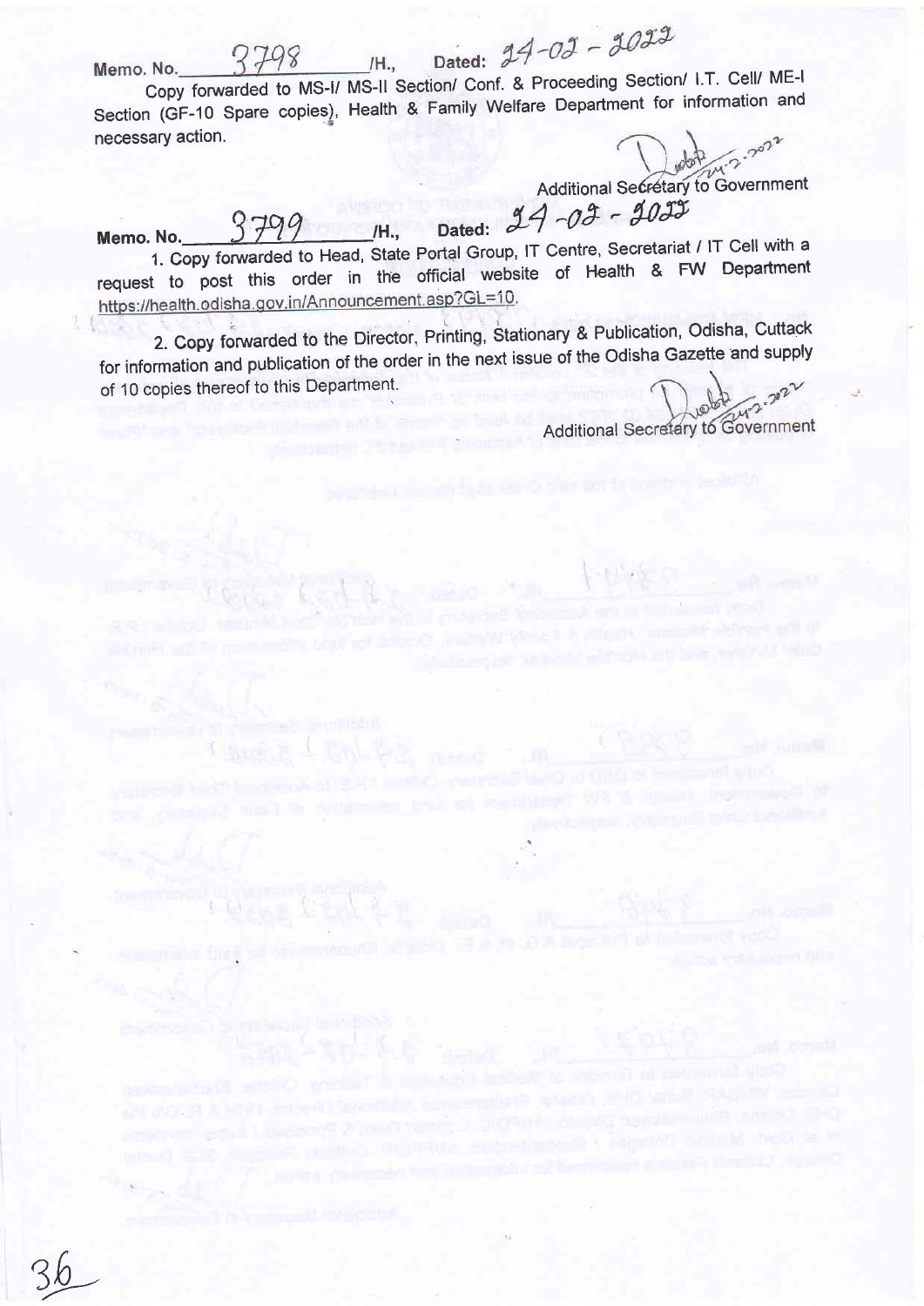Memo. No. 3798 /H., Dated: 24-02-2022

Copy forwarded to MS-I/ MS-II Section/ Conf. & Proceeding Section/ I.T. Cell/ ME-I Section (GF-10 Spare copies), Health & Family Welfare Department for information and necessary action.

Additional Secretary to Government

Memo. No. 3799 /H., Dated: 24-02-2022

1. Copy forwarded to Head, State Portal Group, IT Centre, Secretariat / IT Cell with a request to post this order in the official website of Health & FW Department https://health.odisha.gov.in/Announcement.asp?GL=10.

2. Copy forwarded to the Director, Printing, Stationary & Publication, Odisha, Cuttack for information and publication of the order in the next issue of the Odisha Gazette and supply of 10 copies thereof to this Department.

Additional Secretary to Government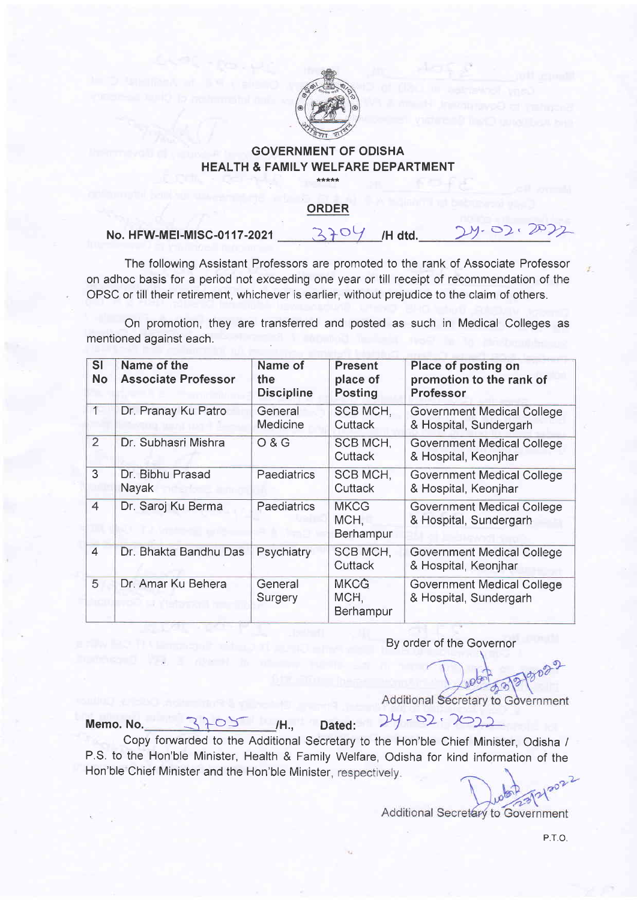# GOVERNMENT OF ODISHA
## HEALTH & FAMILY WELFARE DEPARTMENT

\*\*\*\*\*

## ORDER

**No. HFW-MEI-MISC-0117-2021 3704 /H dtd. 24.02.2022**

The following Assistant Professors are promoted to the rank of Associate Professor on adhoc basis for a period not exceeding one year or till receipt of recommendation of the OPSC or till their retirement, whichever is earlier, without prejudice to the claim of others.

On promotion, they are transferred and posted as such in Medical Colleges as mentioned against each.

| Sl No | Name of the Associate Professor | Name of the Discipline | Present place of Posting | Place of posting on promotion to the rank of Professor |
|---|---|---|---|---|
| 1 | Dr. Pranay Ku Patro | General Medicine | SCB MCH, Cuttack | Government Medical College & Hospital, Sundergarh |
| 2 | Dr. Subhasri Mishra | O & G | SCB MCH, Cuttack | Government Medical College & Hospital, Keonjhar |
| 3 | Dr. Bibhu Prasad Nayak | Paediatrics | SCB MCH, Cuttack | Government Medical College & Hospital, Keonjhar |
| 4 | Dr. Saroj Ku Berma | Paediatrics | MKCG MCH, Berhampur | Government Medical College & Hospital, Sundergarh |
| 4 | Dr. Bhakta Bandhu Das | Psychiatry | SCB MCH, Cuttack | Government Medical College & Hospital, Keonjhar |
| 5 | Dr. Amar Ku Behera | General Surgery | MKCG MCH, Berhampur | Government Medical College & Hospital, Sundergarh |

By order of the Governor

23/2/2022

Additional Secretary to Government

**Memo. No. 3705 /H., Dated: 24-02-2022**

Copy forwarded to the Additional Secretary to the Hon'ble Chief Minister, Odisha / P.S. to the Hon'ble Minister, Health & Family Welfare, Odisha for kind information of the Hon'ble Chief Minister and the Hon'ble Minister, respectively.

23/2/2022

Additional Secretary to Government

P.T.O.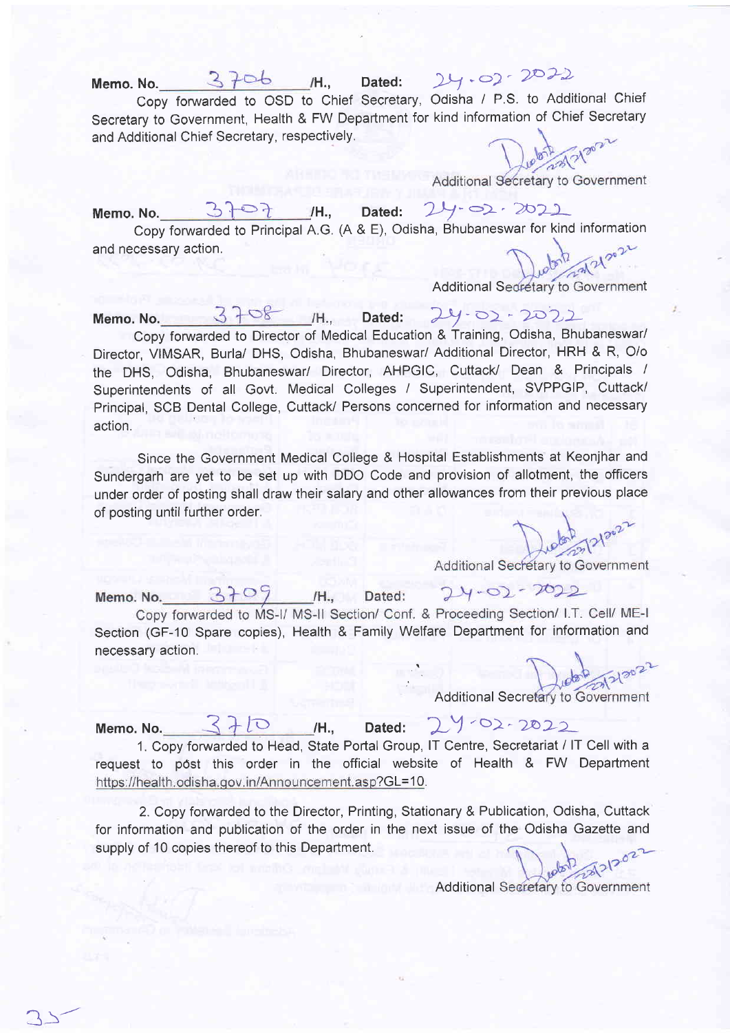Memo. No. 3706 /H., Dated: 24-02-2022

Copy forwarded to OSD to Chief Secretary, Odisha / P.S. to Additional Chief Secretary to Government, Health & FW Department for kind information of Chief Secretary and Additional Chief Secretary, respectively.

Additional Secretary to Government

Memo. No. 3707 /H., Dated: 24-02-2022

Copy forwarded to Principal A.G. (A & E), Odisha, Bhubaneswar for kind information and necessary action.

Additional Secretary to Government

Memo. No. 3708 /H., Dated: 24-02-2022

Copy forwarded to Director of Medical Education & Training, Odisha, Bhubaneswar/ Director, VIMSAR, Burla/ DHS, Odisha, Bhubaneswar/ Additional Director, HRH & R, O/o the DHS, Odisha, Bhubaneswar/ Director, AHPGIC, Cuttack/ Dean & Principals / Superintendents of all Govt. Medical Colleges / Superintendent, SVPPGIP, Cuttack/ Principal, SCB Dental College, Cuttack/ Persons concerned for information and necessary action.

Since the Government Medical College & Hospital Establishments at Keonjhar and Sundergarh are yet to be set up with DDO Code and provision of allotment, the officers under order of posting shall draw their salary and other allowances from their previous place of posting until further order.

Additional Secretary to Government

Memo. No. 3709 /H., Dated: 24-02-2022

Copy forwarded to MS-I/ MS-II Section/ Conf. & Proceeding Section/ I.T. Cell/ ME-I Section (GF-10 Spare copies), Health & Family Welfare Department for information and necessary action.

Additional Secretary to Government

Memo. No. 3710 /H., Dated: 24-02-2022

1. Copy forwarded to Head, State Portal Group, IT Centre, Secretariat / IT Cell with a request to post this order in the official website of Health & FW Department https://health.odisha.gov.in/Announcement.asp?GL=10.

2. Copy forwarded to the Director, Printing, Stationary & Publication, Odisha, Cuttack for information and publication of the order in the next issue of the Odisha Gazette and supply of 10 copies thereof to this Department.

Additional Secretary to Government